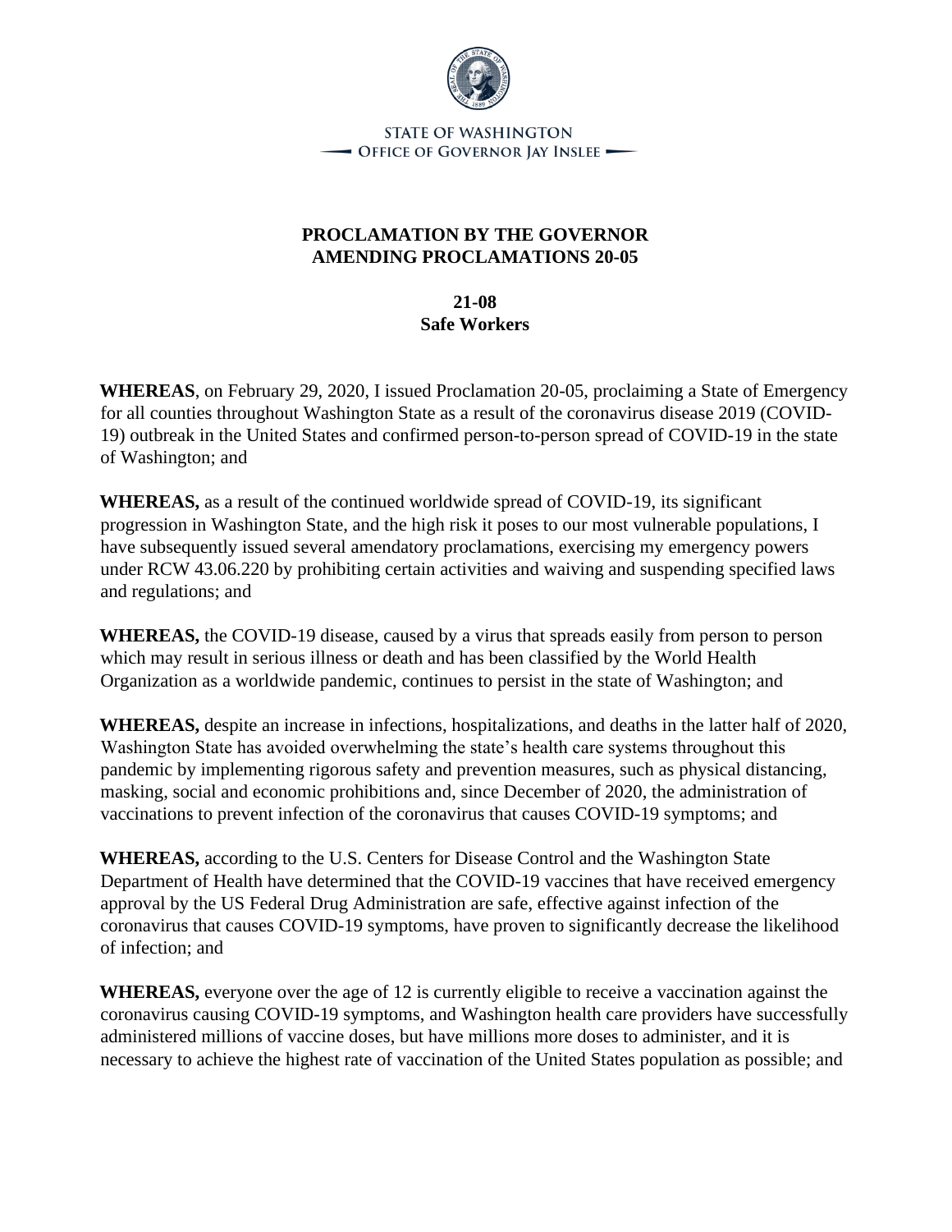STATE OF WASHINGTON
OFFICE OF GOVERNOR JAY INSLEE

**PROCLAMATION BY THE GOVERNOR**
**AMENDING PROCLAMATIONS 20-05**

**21-08**
**Safe Workers**

**WHEREAS**, on February 29, 2020, I issued Proclamation 20-05, proclaiming a State of Emergency for all counties throughout Washington State as a result of the coronavirus disease 2019 (COVID-19) outbreak in the United States and confirmed person-to-person spread of COVID-19 in the state of Washington; and

**WHEREAS,** as a result of the continued worldwide spread of COVID-19, its significant progression in Washington State, and the high risk it poses to our most vulnerable populations, I have subsequently issued several amendatory proclamations, exercising my emergency powers under RCW 43.06.220 by prohibiting certain activities and waiving and suspending specified laws and regulations; and

**WHEREAS,** the COVID-19 disease, caused by a virus that spreads easily from person to person which may result in serious illness or death and has been classified by the World Health Organization as a worldwide pandemic, continues to persist in the state of Washington; and

**WHEREAS,** despite an increase in infections, hospitalizations, and deaths in the latter half of 2020, Washington State has avoided overwhelming the state's health care systems throughout this pandemic by implementing rigorous safety and prevention measures, such as physical distancing, masking, social and economic prohibitions and, since December of 2020, the administration of vaccinations to prevent infection of the coronavirus that causes COVID-19 symptoms; and

**WHEREAS,** according to the U.S. Centers for Disease Control and the Washington State Department of Health have determined that the COVID-19 vaccines that have received emergency approval by the US Federal Drug Administration are safe, effective against infection of the coronavirus that causes COVID-19 symptoms, have proven to significantly decrease the likelihood of infection; and

**WHEREAS,** everyone over the age of 12 is currently eligible to receive a vaccination against the coronavirus causing COVID-19 symptoms, and Washington health care providers have successfully administered millions of vaccine doses, but have millions more doses to administer, and it is necessary to achieve the highest rate of vaccination of the United States population as possible; and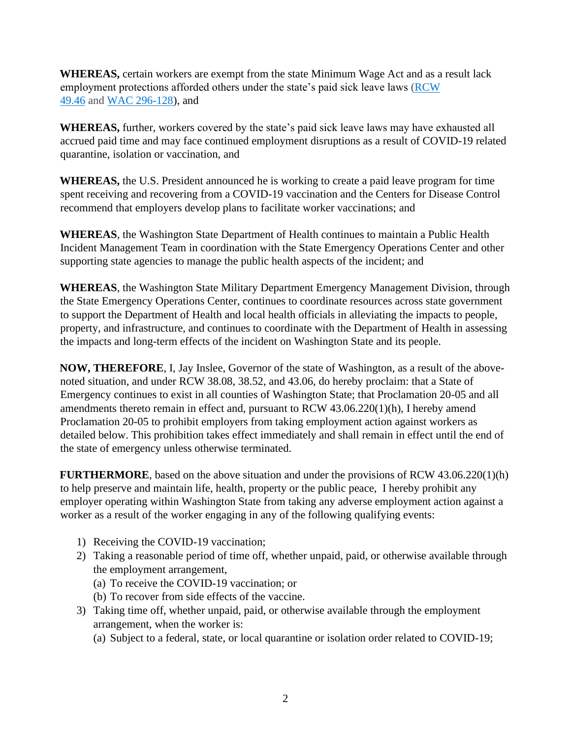**WHEREAS,** certain workers are exempt from the state Minimum Wage Act and as a result lack employment protections afforded others under the state's paid sick leave laws (RCW 49.46 and WAC 296-128), and

**WHEREAS,** further, workers covered by the state's paid sick leave laws may have exhausted all accrued paid time and may face continued employment disruptions as a result of COVID-19 related quarantine, isolation or vaccination, and

**WHEREAS,** the U.S. President announced he is working to create a paid leave program for time spent receiving and recovering from a COVID-19 vaccination and the Centers for Disease Control recommend that employers develop plans to facilitate worker vaccinations; and

**WHEREAS**, the Washington State Department of Health continues to maintain a Public Health Incident Management Team in coordination with the State Emergency Operations Center and other supporting state agencies to manage the public health aspects of the incident; and

**WHEREAS**, the Washington State Military Department Emergency Management Division, through the State Emergency Operations Center, continues to coordinate resources across state government to support the Department of Health and local health officials in alleviating the impacts to people, property, and infrastructure, and continues to coordinate with the Department of Health in assessing the impacts and long-term effects of the incident on Washington State and its people.

**NOW, THEREFORE**, I, Jay Inslee, Governor of the state of Washington, as a result of the above-noted situation, and under RCW 38.08, 38.52, and 43.06, do hereby proclaim: that a State of Emergency continues to exist in all counties of Washington State; that Proclamation 20-05 and all amendments thereto remain in effect and, pursuant to RCW 43.06.220(1)(h), I hereby amend Proclamation 20-05 to prohibit employers from taking employment action against workers as detailed below. This prohibition takes effect immediately and shall remain in effect until the end of the state of emergency unless otherwise terminated.

**FURTHERMORE**, based on the above situation and under the provisions of RCW 43.06.220(1)(h) to help preserve and maintain life, health, property or the public peace, I hereby prohibit any employer operating within Washington State from taking any adverse employment action against a worker as a result of the worker engaging in any of the following qualifying events:

1) Receiving the COVID-19 vaccination;
2) Taking a reasonable period of time off, whether unpaid, paid, or otherwise available through the employment arrangement,
   (a) To receive the COVID-19 vaccination; or
   (b) To recover from side effects of the vaccine.
3) Taking time off, whether unpaid, paid, or otherwise available through the employment arrangement, when the worker is:
   (a) Subject to a federal, state, or local quarantine or isolation order related to COVID-19;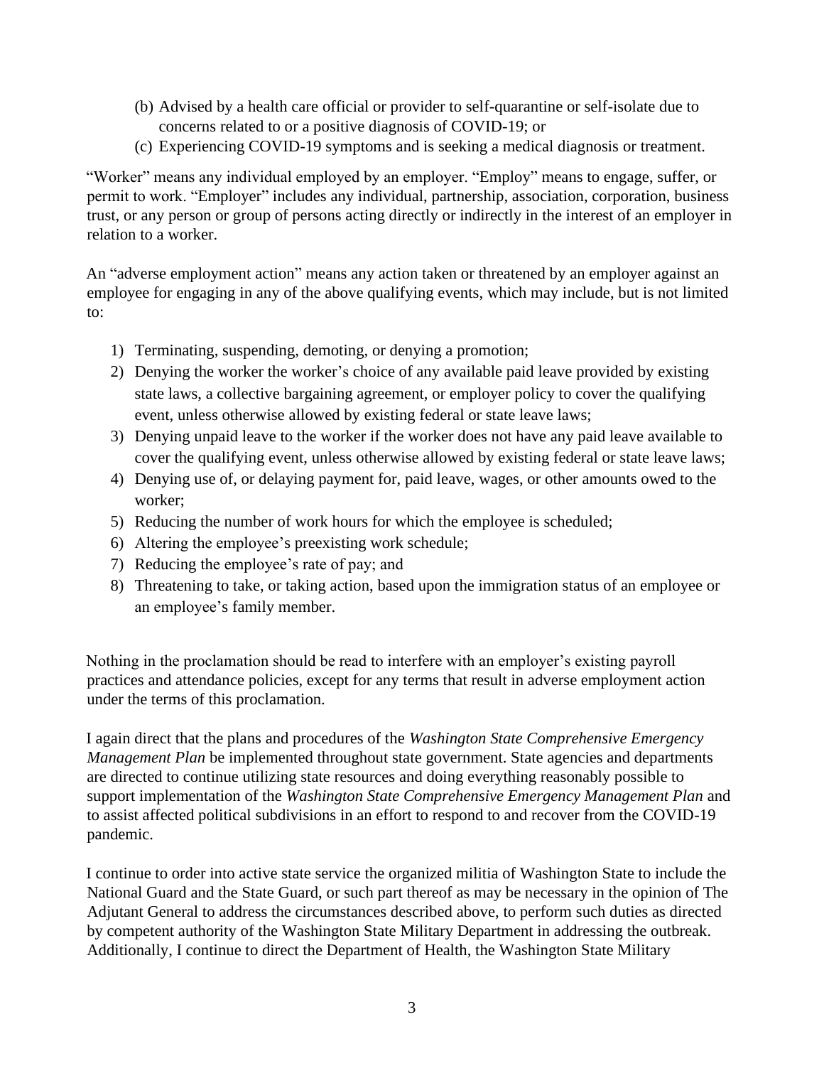(b) Advised by a health care official or provider to self-quarantine or self-isolate due to concerns related to or a positive diagnosis of COVID-19; or
(c) Experiencing COVID-19 symptoms and is seeking a medical diagnosis or treatment.

"Worker" means any individual employed by an employer. "Employ" means to engage, suffer, or permit to work. "Employer" includes any individual, partnership, association, corporation, business trust, or any person or group of persons acting directly or indirectly in the interest of an employer in relation to a worker.

An "adverse employment action" means any action taken or threatened by an employer against an employee for engaging in any of the above qualifying events, which may include, but is not limited to:

1) Terminating, suspending, demoting, or denying a promotion;
2) Denying the worker the worker's choice of any available paid leave provided by existing state laws, a collective bargaining agreement, or employer policy to cover the qualifying event, unless otherwise allowed by existing federal or state leave laws;
3) Denying unpaid leave to the worker if the worker does not have any paid leave available to cover the qualifying event, unless otherwise allowed by existing federal or state leave laws;
4) Denying use of, or delaying payment for, paid leave, wages, or other amounts owed to the worker;
5) Reducing the number of work hours for which the employee is scheduled;
6) Altering the employee's preexisting work schedule;
7) Reducing the employee's rate of pay; and
8) Threatening to take, or taking action, based upon the immigration status of an employee or an employee's family member.

Nothing in the proclamation should be read to interfere with an employer's existing payroll practices and attendance policies, except for any terms that result in adverse employment action under the terms of this proclamation.

I again direct that the plans and procedures of the *Washington State Comprehensive Emergency Management Plan* be implemented throughout state government. State agencies and departments are directed to continue utilizing state resources and doing everything reasonably possible to support implementation of the *Washington State Comprehensive Emergency Management Plan* and to assist affected political subdivisions in an effort to respond to and recover from the COVID-19 pandemic.

I continue to order into active state service the organized militia of Washington State to include the National Guard and the State Guard, or such part thereof as may be necessary in the opinion of The Adjutant General to address the circumstances described above, to perform such duties as directed by competent authority of the Washington State Military Department in addressing the outbreak. Additionally, I continue to direct the Department of Health, the Washington State Military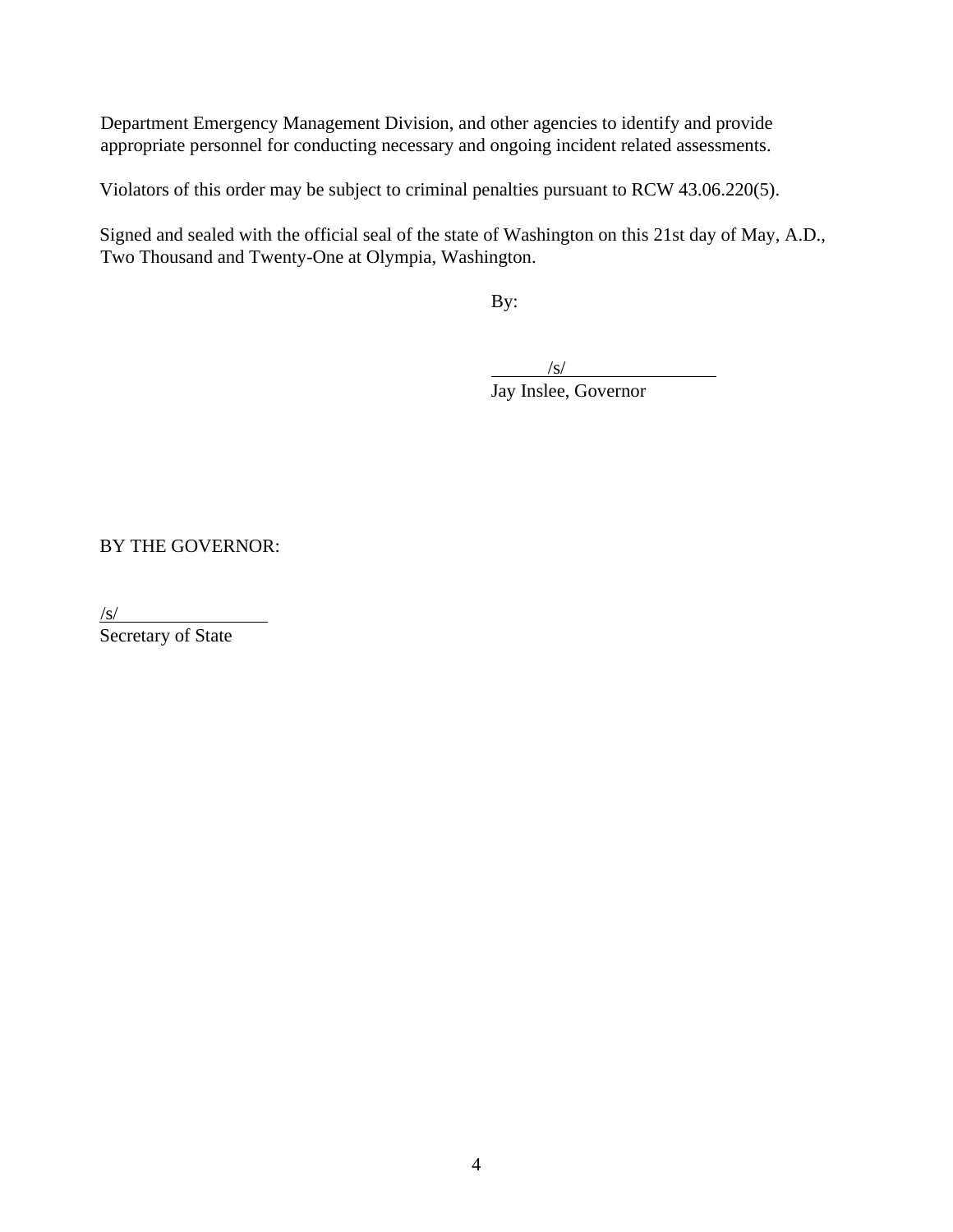Department Emergency Management Division, and other agencies to identify and provide appropriate personnel for conducting necessary and ongoing incident related assessments.

Violators of this order may be subject to criminal penalties pursuant to RCW 43.06.220(5).

Signed and sealed with the official seal of the state of Washington on this 21st day of May, A.D., Two Thousand and Twenty-One at Olympia, Washington.

By:

/s/
Jay Inslee, Governor

BY THE GOVERNOR:

/s/
Secretary of State